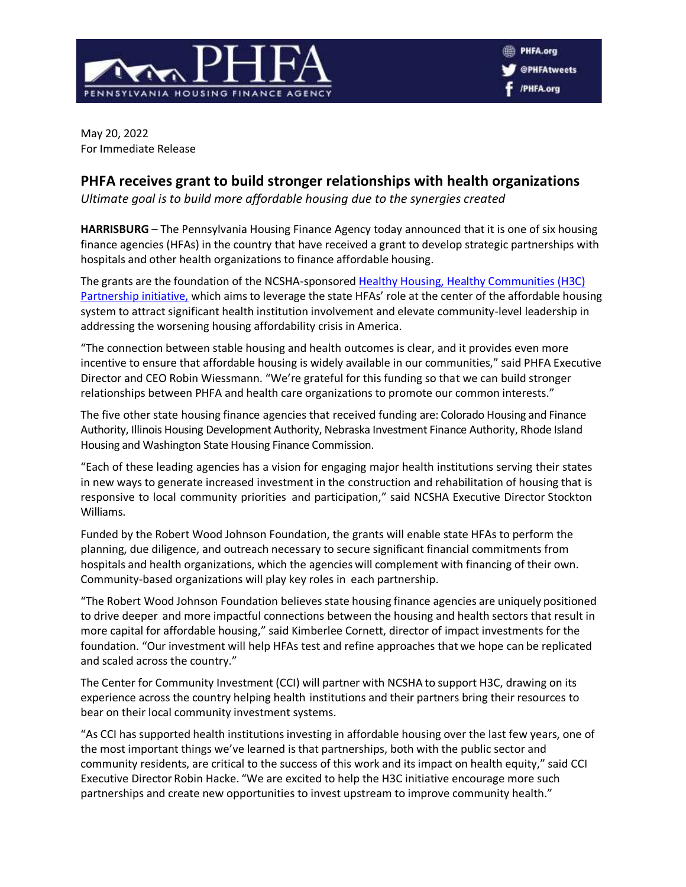May 20, 2022
For Immediate Release

## PHFA receives grant to build stronger relationships with health organizations

*Ultimate goal is to build more affordable housing due to the synergies created*

**HARRISBURG** – The Pennsylvania Housing Finance Agency today announced that it is one of six housing finance agencies (HFAs) in the country that have received a grant to develop strategic partnerships with hospitals and other health organizations to finance affordable housing.

The grants are the foundation of the NCSHA-sponsored [Healthy Housing, Healthy Communities (H3C) Partnership initiative,]() which aims to leverage the state HFAs' role at the center of the affordable housing system to attract significant health institution involvement and elevate community-level leadership in addressing the worsening housing affordability crisis in America.

"The connection between stable housing and health outcomes is clear, and it provides even more incentive to ensure that affordable housing is widely available in our communities," said PHFA Executive Director and CEO Robin Wiessmann. "We're grateful for this funding so that we can build stronger relationships between PHFA and health care organizations to promote our common interests."

The five other state housing finance agencies that received funding are: Colorado Housing and Finance Authority, Illinois Housing Development Authority, Nebraska Investment Finance Authority, Rhode Island Housing and Washington State Housing Finance Commission.

"Each of these leading agencies has a vision for engaging major health institutions serving their states in new ways to generate increased investment in the construction and rehabilitation of housing that is responsive to local community priorities and participation," said NCSHA Executive Director Stockton Williams.

Funded by the Robert Wood Johnson Foundation, the grants will enable state HFAs to perform the planning, due diligence, and outreach necessary to secure significant financial commitments from hospitals and health organizations, which the agencies will complement with financing of their own. Community-based organizations will play key roles in each partnership.

"The Robert Wood Johnson Foundation believes state housing finance agencies are uniquely positioned to drive deeper and more impactful connections between the housing and health sectors that result in more capital for affordable housing," said Kimberlee Cornett, director of impact investments for the foundation. "Our investment will help HFAs test and refine approaches that we hope can be replicated and scaled across the country."

The Center for Community Investment (CCI) will partner with NCSHA to support H3C, drawing on its experience across the country helping health institutions and their partners bring their resources to bear on their local community investment systems.

"As CCI has supported health institutions investing in affordable housing over the last few years, one of the most important things we've learned is that partnerships, both with the public sector and community residents, are critical to the success of this work and its impact on health equity," said CCI Executive Director Robin Hacke. "We are excited to help the H3C initiative encourage more such partnerships and create new opportunities to invest upstream to improve community health."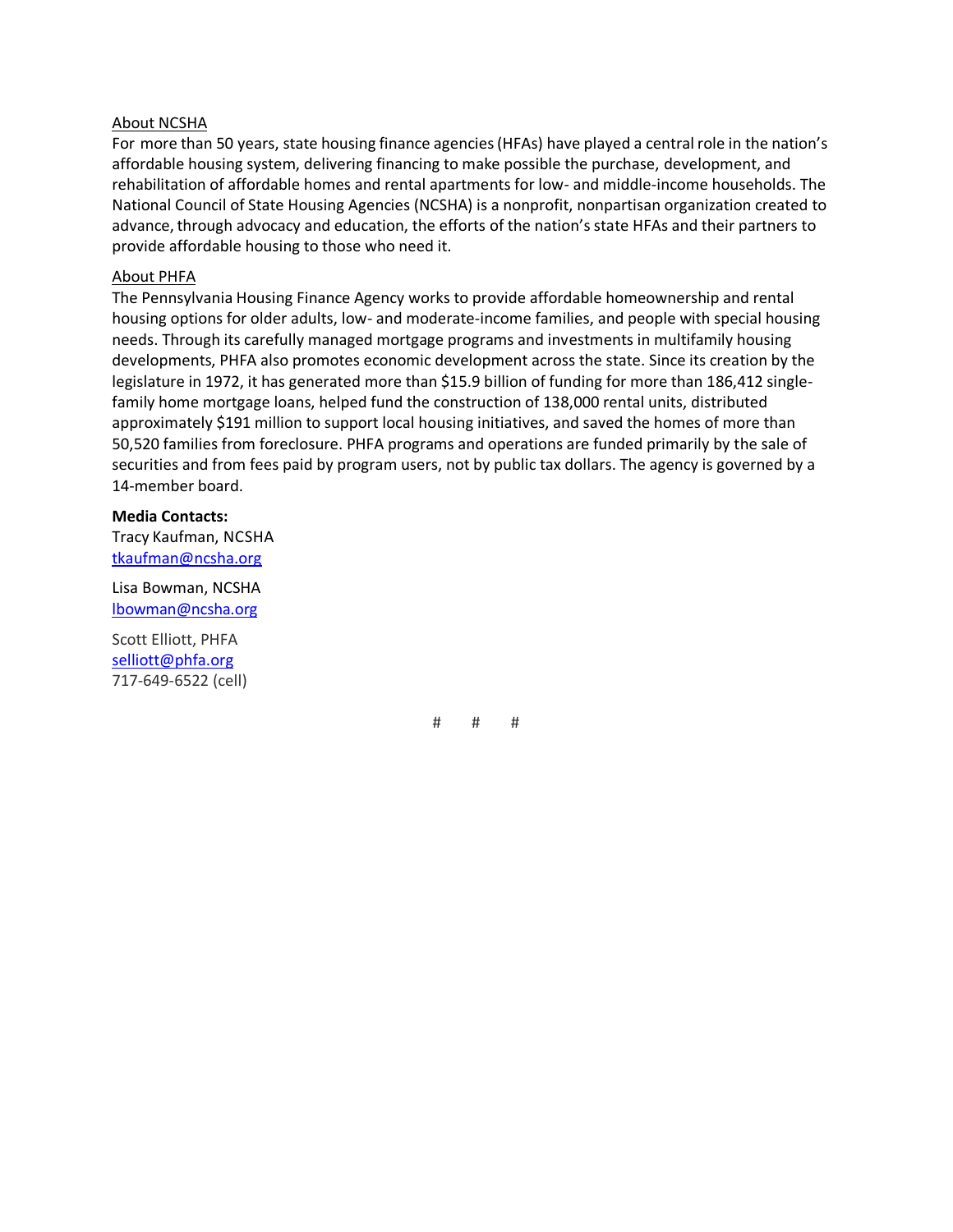About NCSHA

For more than 50 years, state housing finance agencies (HFAs) have played a central role in the nation's affordable housing system, delivering financing to make possible the purchase, development, and rehabilitation of affordable homes and rental apartments for low- and middle-income households. The National Council of State Housing Agencies (NCSHA) is a nonprofit, nonpartisan organization created to advance, through advocacy and education, the efforts of the nation's state HFAs and their partners to provide affordable housing to those who need it.

About PHFA

The Pennsylvania Housing Finance Agency works to provide affordable homeownership and rental housing options for older adults, low- and moderate-income families, and people with special housing needs. Through its carefully managed mortgage programs and investments in multifamily housing developments, PHFA also promotes economic development across the state. Since its creation by the legislature in 1972, it has generated more than $15.9 billion of funding for more than 186,412 single-family home mortgage loans, helped fund the construction of 138,000 rental units, distributed approximately $191 million to support local housing initiatives, and saved the homes of more than 50,520 families from foreclosure. PHFA programs and operations are funded primarily by the sale of securities and from fees paid by program users, not by public tax dollars. The agency is governed by a 14-member board.

**Media Contacts:**

Tracy Kaufman, NCSHA
tkaufman@ncsha.org

Lisa Bowman, NCSHA
lbowman@ncsha.org

Scott Elliott, PHFA
selliott@phfa.org
717-649-6522 (cell)

# # #